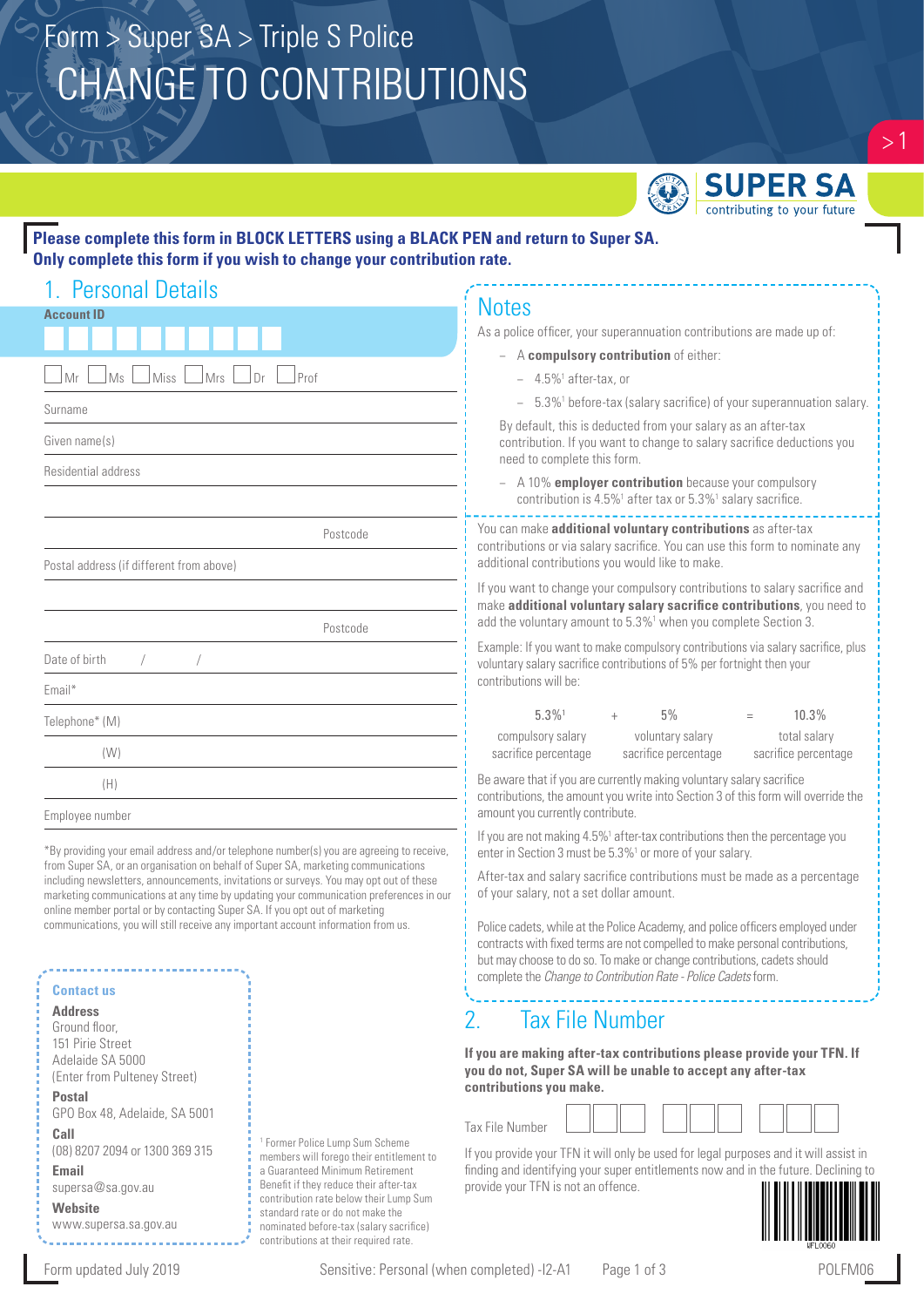# Form > Super SA > Triple S Police
# CHANGE TO CONTRIBUTIONS

SUPER SA
contributing to your future

**Please complete this form in BLOCK LETTERS using a BLACK PEN and return to Super SA.**
**Only complete this form if you wish to change your contribution rate.**

## 1. Personal Details

**Account ID**

☐ Mr ☐ Ms ☐ Miss ☐ Mrs ☐ Dr ☐ Prof

Surname

Given name(s)

Residential address

Postcode

Postal address (if different from above)

Postcode

Date of birth / /

Email*

Telephone* (M)

(W)

(H)

Employee number

*By providing your email address and/or telephone number(s) you are agreeing to receive, from Super SA, or an organisation on behalf of Super SA, marketing communications including newsletters, announcements, invitations or surveys. You may opt out of these marketing communications at any time by updating your communication preferences in our online member portal or by contacting Super SA. If you opt out of marketing communications, you will still receive any important account information from us.

**Contact us**

**Address**
Ground floor,
151 Pirie Street
Adelaide SA 5000
(Enter from Pulteney Street)

**Postal**
GPO Box 48, Adelaide, SA 5001

**Call**
(08) 8207 2094 or 1300 369 315

**Email**
supersa@sa.gov.au

**Website**
www.supersa.sa.gov.au

[1] Former Police Lump Sum Scheme members will forego their entitlement to a Guaranteed Minimum Retirement Benefit if they reduce their after-tax contribution rate below their Lump Sum standard rate or do not make the nominated before-tax (salary sacrifice) contributions at their required rate.

## Notes

As a police officer, your superannuation contributions are made up of:

- A **compulsory contribution** of either:
  - 4.5%[1] after-tax, or
  - 5.3%[1] before-tax (salary sacrifice) of your superannuation salary.

  By default, this is deducted from your salary as an after-tax contribution. If you want to change to salary sacrifice deductions you need to complete this form.
- A 10% **employer contribution** because your compulsory contribution is 4.5%[1] after tax or 5.3%[1] salary sacrifice.

You can make **additional voluntary contributions** as after-tax contributions or via salary sacrifice. You can use this form to nominate any additional contributions you would like to make.

If you want to change your compulsory contributions to salary sacrifice and make **additional voluntary salary sacrifice contributions**, you need to add the voluntary amount to 5.3%[1] when you complete Section 3.

Example: If you want to make compulsory contributions via salary sacrifice, plus voluntary salary sacrifice contributions of 5% per fortnight then your contributions will be:

| 5.3%[1] | + | 5% | = | 10.3% |
|---|---|---|---|---|
| compulsory salary sacrifice percentage | | voluntary salary sacrifice percentage | | total salary sacrifice percentage |

Be aware that if you are currently making voluntary salary sacrifice contributions, the amount you write into Section 3 of this form will override the amount you currently contribute.

If you are not making 4.5%[1] after-tax contributions then the percentage you enter in Section 3 must be 5.3%[1] or more of your salary.

After-tax and salary sacrifice contributions must be made as a percentage of your salary, not a set dollar amount.

Police cadets, while at the Police Academy, and police officers employed under contracts with fixed terms are not compelled to make personal contributions, but may choose to do so. To make or change contributions, cadets should complete the *Change to Contribution Rate - Police Cadets* form.

## 2. Tax File Number

**If you are making after-tax contributions please provide your TFN. If you do not, Super SA will be unable to accept any after-tax contributions you make.**

Tax File Number

If you provide your TFN it will only be used for legal purposes and it will assist in finding and identifying your super entitlements now and in the future. Declining to provide your TFN is not an offence.

Form updated July 2019

Sensitive: Personal (when completed) -I2-A1

POLFM06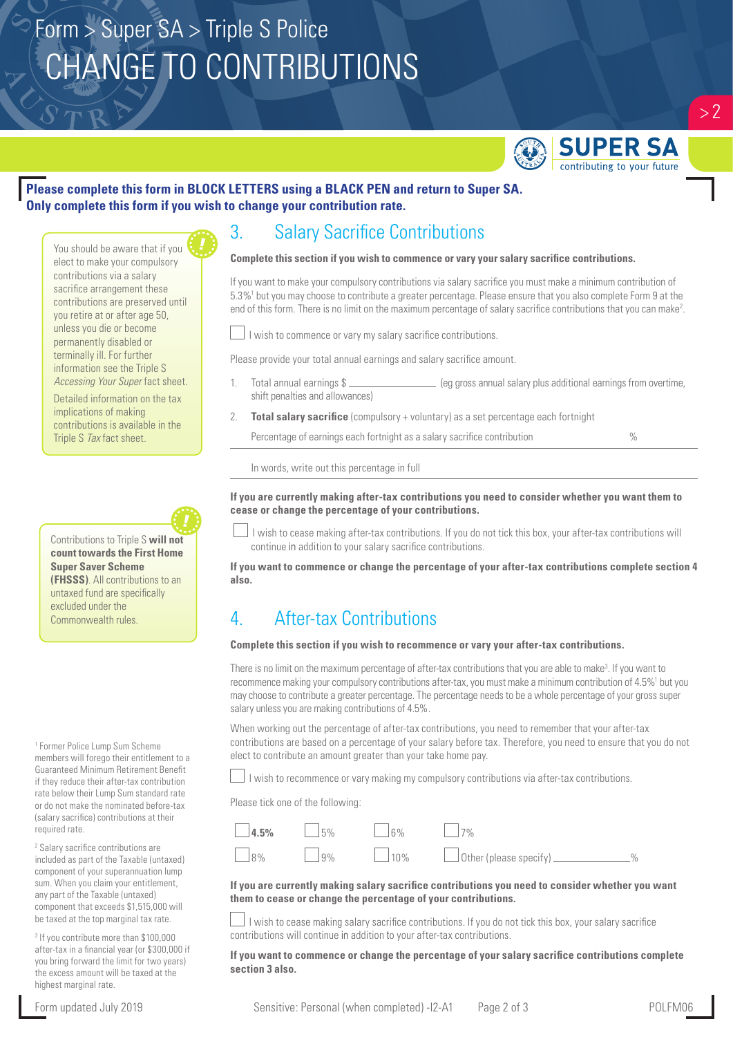Form > Super SA > Triple S Police

# CHANGE TO CONTRIBUTIONS

**Please complete this form in BLOCK LETTERS using a BLACK PEN and return to Super SA.**
**Only complete this form if you wish to change your contribution rate.**

## 3. Salary Sacrifice Contributions

**Complete this section if you wish to commence or vary your salary sacrifice contributions.**

If you want to make your compulsory contributions via salary sacrifice you must make a minimum contribution of 5.3%[1] but you may choose to contribute a greater percentage. Please ensure that you also complete Form 9 at the end of this form. There is no limit on the maximum percentage of salary sacrifice contributions that you can make[2].

☐ I wish to commence or vary my salary sacrifice contributions.

Please provide your total annual earnings and salary sacrifice amount.

1. Total annual earnings $ ________________ (eg gross annual salary plus additional earnings from overtime, shift penalties and allowances)
2. **Total salary sacrifice** (compulsory + voluntary) as a set percentage each fortnight

   Percentage of earnings each fortnight as a salary sacrifice contribution ________ %

   In words, write out this percentage in full ________________

**If you are currently making after-tax contributions you need to consider whether you want them to cease or change the percentage of your contributions.**

☐ I wish to cease making after-tax contributions. If you do not tick this box, your after-tax contributions will continue in addition to your salary sacrifice contributions.

**If you want to commence or change the percentage of your after-tax contributions complete section 4 also.**

## 4. After-tax Contributions

**Complete this section if you wish to recommence or vary your after-tax contributions.**

There is no limit on the maximum percentage of after-tax contributions that you are able to make[3]. If you want to recommence making your compulsory contributions after-tax, you must make a minimum contribution of 4.5%[1] but you may choose to contribute a greater percentage. The percentage needs to be a whole percentage of your gross super salary unless you are making contributions of 4.5%.

When working out the percentage of after-tax contributions, you need to remember that your after-tax contributions are based on a percentage of your salary before tax. Therefore, you need to ensure that you do not elect to contribute an amount greater than your take home pay.

☐ I wish to recommence or vary making my compulsory contributions via after-tax contributions.

Please tick one of the following:

☐ **4.5%** ☐ 5% ☐ 6% ☐ 7%

☐ 8% ☐ 9% ☐ 10% ☐ Other (please specify) ____________ %

**If you are currently making salary sacrifice contributions you need to consider whether you want them to cease or change the percentage of your contributions.**

☐ I wish to cease making salary sacrifice contributions. If you do not tick this box, your salary sacrifice contributions will continue in addition to your after-tax contributions.

**If you want to commence or change the percentage of your salary sacrifice contributions complete section 3 also.**

---

You should be aware that if you elect to make your compulsory contributions via a salary sacrifice arrangement these contributions are preserved until you retire at or after age 50, unless you die or become permanently disabled or terminally ill. For further information see the Triple S *Accessing Your Super* fact sheet.

Detailed information on the tax implications of making contributions is available in the Triple S *Tax* fact sheet.

Contributions to Triple S **will not count towards the First Home Super Saver Scheme (FHSSS)**. All contributions to an untaxed fund are specifically excluded under the Commonwealth rules.

[1] Former Police Lump Sum Scheme members will forego their entitlement to a Guaranteed Minimum Retirement Benefit if they reduce their after-tax contribution rate below their Lump Sum standard rate or do not make the nominated before-tax (salary sacrifice) contributions at their required rate.

[2] Salary sacrifice contributions are included as part of the Taxable (untaxed) component of your superannuation lump sum. When you claim your entitlement, any part of the Taxable (untaxed) component that exceeds $1,515,000 will be taxed at the top marginal tax rate.

[3] If you contribute more than $100,000 after-tax in a financial year (or $300,000 if you bring forward the limit for two years) the excess amount will be taxed at the highest marginal rate.

Form updated July 2019 Sensitive: Personal (when completed) -I2-A1 POLFM06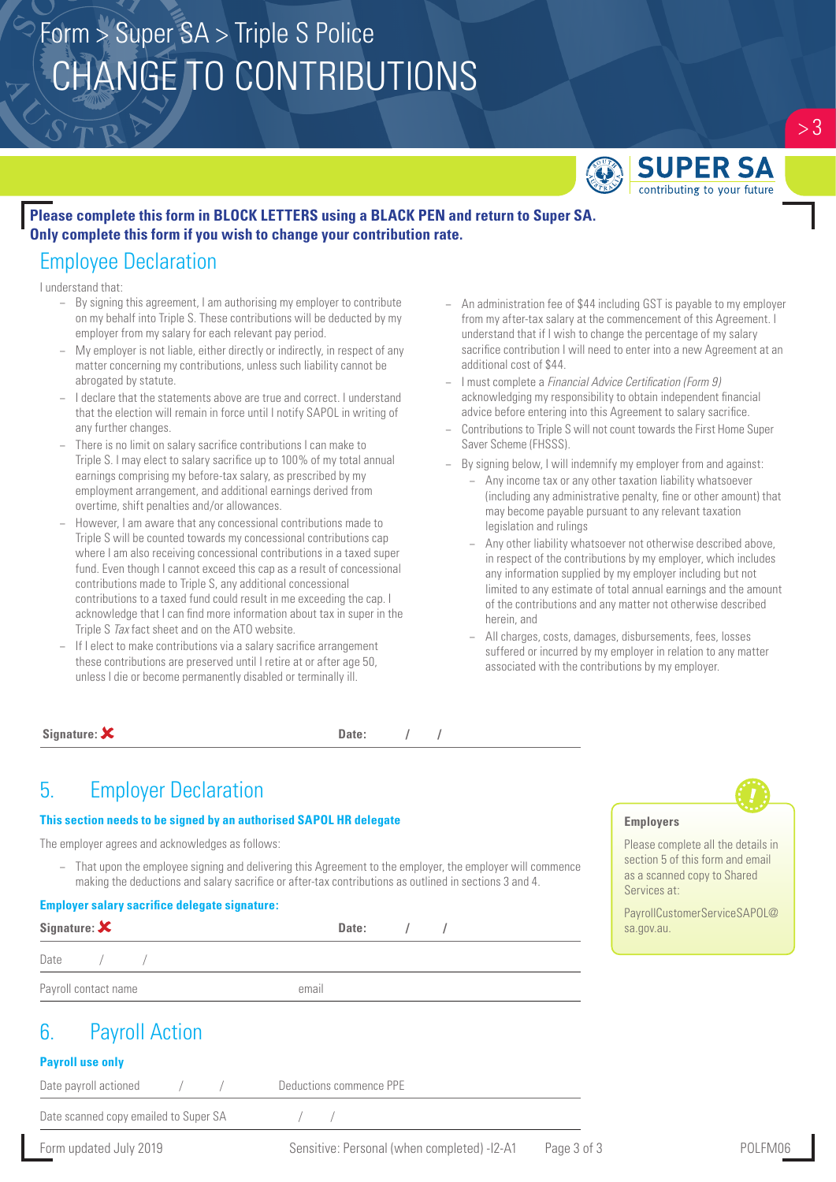# Form > Super SA > Triple S Police
# CHANGE TO CONTRIBUTIONS

**Please complete this form in BLOCK LETTERS using a BLACK PEN and return to Super SA.**
**Only complete this form if you wish to change your contribution rate.**

## Employee Declaration

I understand that:

- By signing this agreement, I am authorising my employer to contribute on my behalf into Triple S. These contributions will be deducted by my employer from my salary for each relevant pay period.
- My employer is not liable, either directly or indirectly, in respect of any matter concerning my contributions, unless such liability cannot be abrogated by statute.
- I declare that the statements above are true and correct. I understand that the election will remain in force until I notify SAPOL in writing of any further changes.
- There is no limit on salary sacrifice contributions I can make to Triple S. I may elect to salary sacrifice up to 100% of my total annual earnings comprising my before-tax salary, as prescribed by my employment arrangement, and additional earnings derived from overtime, shift penalties and/or allowances.
- However, I am aware that any concessional contributions made to Triple S will be counted towards my concessional contributions cap where I am also receiving concessional contributions in a taxed super fund. Even though I cannot exceed this cap as a result of concessional contributions made to Triple S, any additional concessional contributions to a taxed fund could result in me exceeding the cap. I acknowledge that I can find more information about tax in super in the Triple S *Tax* fact sheet and on the ATO website.
- If I elect to make contributions via a salary sacrifice arrangement these contributions are preserved until I retire at or after age 50, unless I die or become permanently disabled or terminally ill.
- An administration fee of $44 including GST is payable to my employer from my after-tax salary at the commencement of this Agreement. I understand that if I wish to change the percentage of my salary sacrifice contribution I will need to enter into a new Agreement at an additional cost of $44.
- I must complete a *Financial Advice Certification (Form 9)* acknowledging my responsibility to obtain independent financial advice before entering into this Agreement to salary sacrifice.
- Contributions to Triple S will not count towards the First Home Super Saver Scheme (FHSSS).
- By signing below, I will indemnify my employer from and against:
  - Any income tax or any other taxation liability whatsoever (including any administrative penalty, fine or other amount) that may become payable pursuant to any relevant taxation legislation and rulings
  - Any other liability whatsoever not otherwise described above, in respect of the contributions by my employer, which includes any information supplied by my employer including but not limited to any estimate of total annual earnings and the amount of the contributions and any matter not otherwise described herein, and
  - All charges, costs, damages, disbursements, fees, losses suffered or incurred by my employer in relation to any matter associated with the contributions by my employer.

**Signature:** ✗ **Date:** / /

## 5. Employer Declaration

**This section needs to be signed by an authorised SAPOL HR delegate**

The employer agrees and acknowledges as follows:

- That upon the employee signing and delivering this Agreement to the employer, the employer will commence making the deductions and salary sacrifice or after-tax contributions as outlined in sections 3 and 4.

**Employer salary sacrifice delegate signature:**

**Signature:** ✗ **Date:** / /

Date / /

Payroll contact name email

**Employers**

Please complete all the details in section 5 of this form and email as a scanned copy to Shared Services at:

PayrollCustomerServiceSAPOL@sa.gov.au.

## 6. Payroll Action

**Payroll use only**

Date payroll actioned / / Deductions commence PPE

Date scanned copy emailed to Super SA / /

Form updated July 2019 Sensitive: Personal (when completed) -I2-A1 POLFM06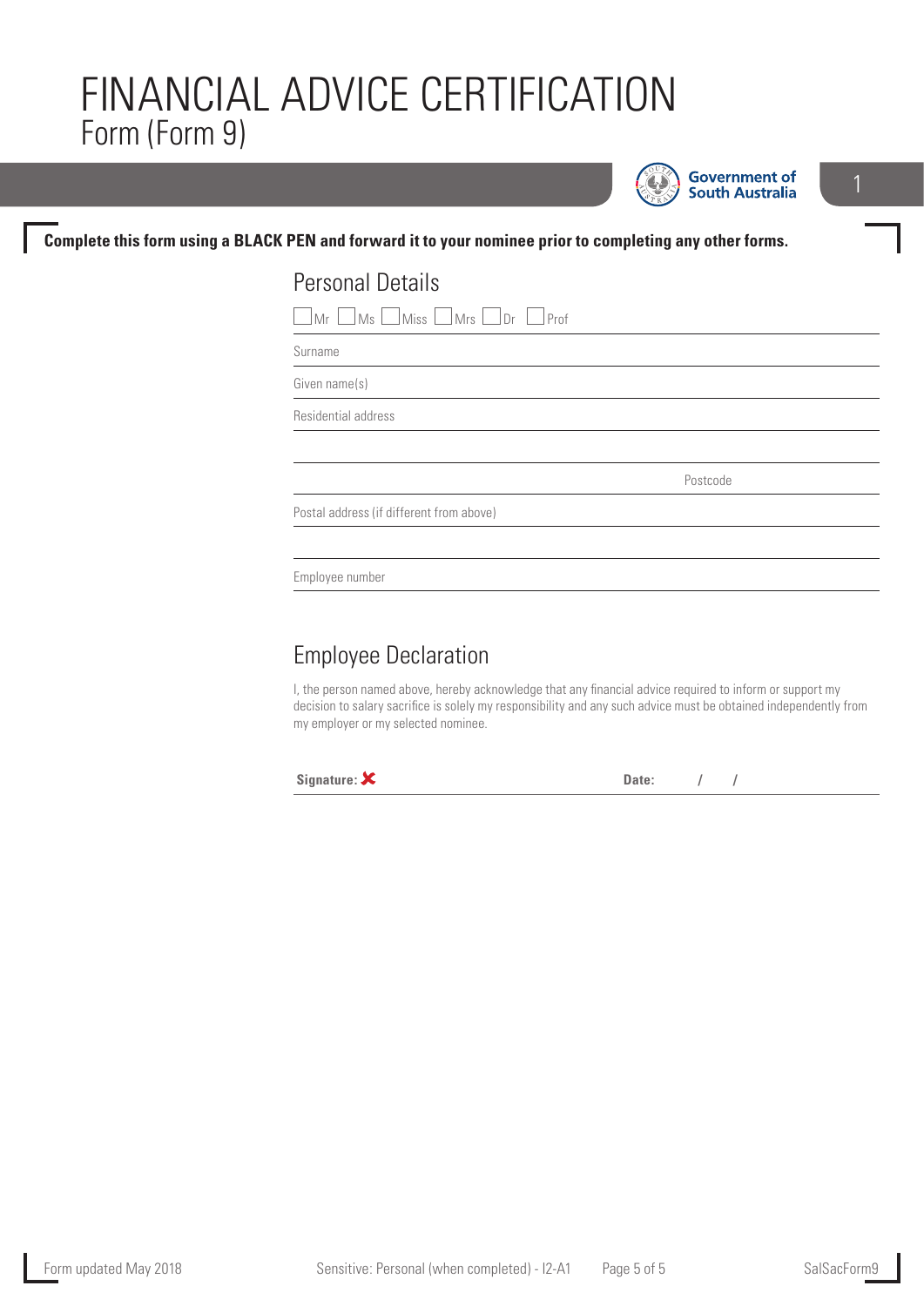# FINANCIAL ADVICE CERTIFICATION

Form (Form 9)

Government of South Australia

**Complete this form using a BLACK PEN and forward it to your nominee prior to completing any other forms.**

## Personal Details

☐ Mr ☐ Ms ☐ Miss ☐ Mrs ☐ Dr ☐ Prof

Surname

Given name(s)

Residential address

Postcode

Postal address (if different from above)

Employee number

## Employee Declaration

I, the person named above, hereby acknowledge that any financial advice required to inform or support my decision to salary sacrifice is solely my responsibility and any such advice must be obtained independently from my employer or my selected nominee.

**Signature:** ✗ **Date:** / /

Form updated May 2018

Sensitive: Personal (when completed) - I2-A1

SalSacForm9